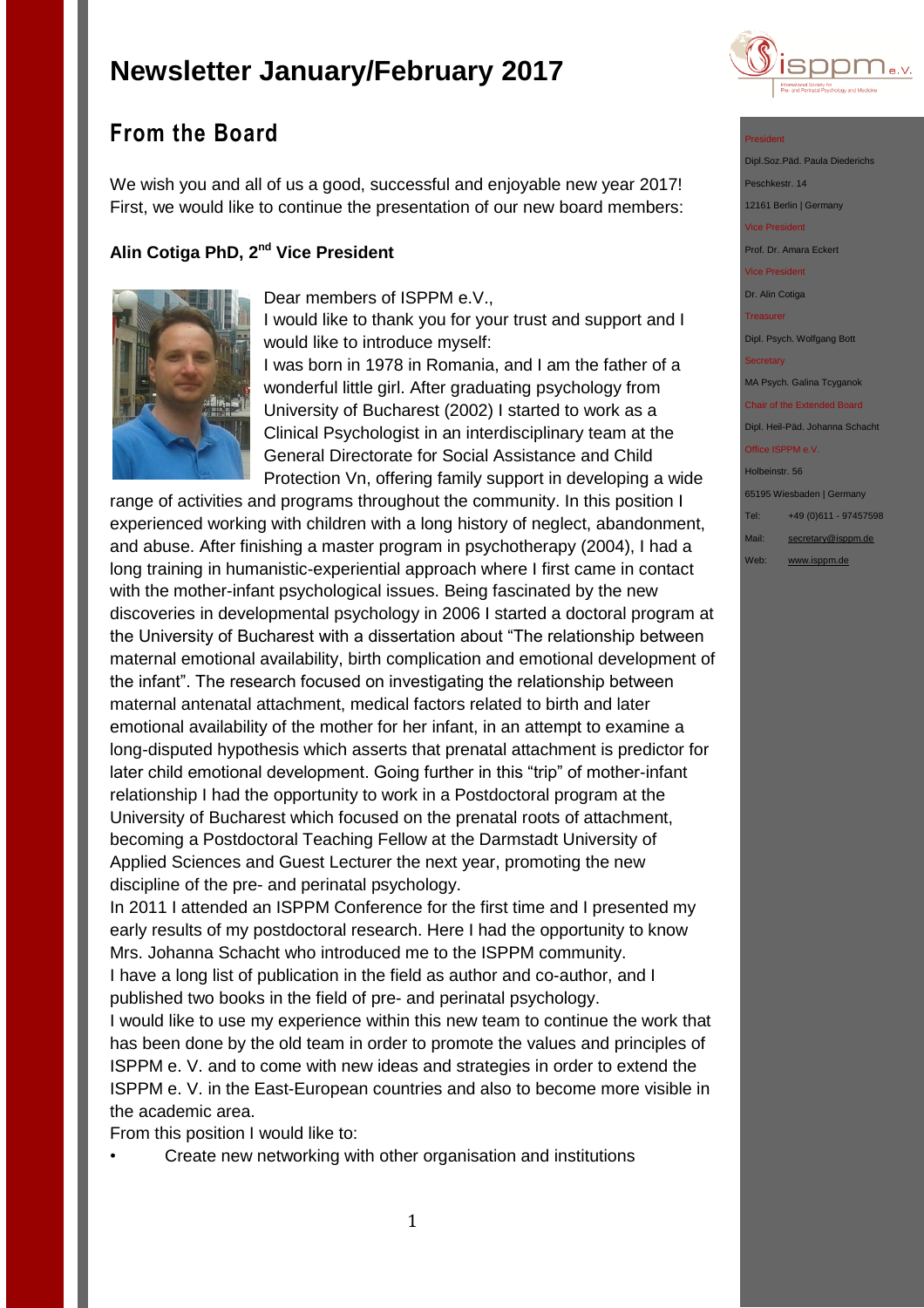# Newsletter January/February 2017

## From the Board

We wish you and all of us a good, successful and enjoyable new year 2017!
First, we would like to continue the presentation of our new board members:

### Alin Cotiga PhD, 2nd Vice President

Dear members of ISPPM e.V.,
I would like to thank you for your trust and support and I would like to introduce myself:
I was born in 1978 in Romania, and I am the father of a wonderful little girl. After graduating psychology from University of Bucharest (2002) I started to work as a Clinical Psychologist in an interdisciplinary team at the General Directorate for Social Assistance and Child Protection Vn, offering family support in developing a wide range of activities and programs throughout the community. In this position I experienced working with children with a long history of neglect, abandonment, and abuse. After finishing a master program in psychotherapy (2004), I had a long training in humanistic-experiential approach where I first came in contact with the mother-infant psychological issues. Being fascinated by the new discoveries in developmental psychology in 2006 I started a doctoral program at the University of Bucharest with a dissertation about "The relationship between maternal emotional availability, birth complication and emotional development of the infant". The research focused on investigating the relationship between maternal antenatal attachment, medical factors related to birth and later emotional availability of the mother for her infant, in an attempt to examine a long-disputed hypothesis which asserts that prenatal attachment is predictor for later child emotional development. Going further in this "trip" of mother-infant relationship I had the opportunity to work in a Postdoctoral program at the University of Bucharest which focused on the prenatal roots of attachment, becoming a Postdoctoral Teaching Fellow at the Darmstadt University of Applied Sciences and Guest Lecturer the next year, promoting the new discipline of the pre- and perinatal psychology.
In 2011 I attended an ISPPM Conference for the first time and I presented my early results of my postdoctoral research. Here I had the opportunity to know Mrs. Johanna Schacht who introduced me to the ISPPM community.
I have a long list of publication in the field as author and co-author, and I published two books in the field of pre- and perinatal psychology.
I would like to use my experience within this new team to continue the work that has been done by the old team in order to promote the values and principles of ISPPM e. V. and to come with new ideas and strategies in order to extend the ISPPM e. V. in the East-European countries and also to become more visible in the academic area.
From this position I would like to:

- Create new networking with other organisation and institutions

---

President
Dipl.Soz.Päd. Paula Diederichs
Peschkestr. 14
12161 Berlin | Germany

Vice President
Prof. Dr. Amara Eckert

Vice President
Dr. Alin Cotiga

Treasurer
Dipl. Psych. Wolfgang Bott

Secretary
MA Psych. Galina Tcyganok

Chair of the Extended Board
Dipl. Heil-Päd. Johanna Schacht

Office ISPPM e.V.
Holbeinstr. 56
65195 Wiesbaden | Germany
Tel: +49 (0)611 - 97457598
Mail: secretary@isppm.de
Web: www.isppm.de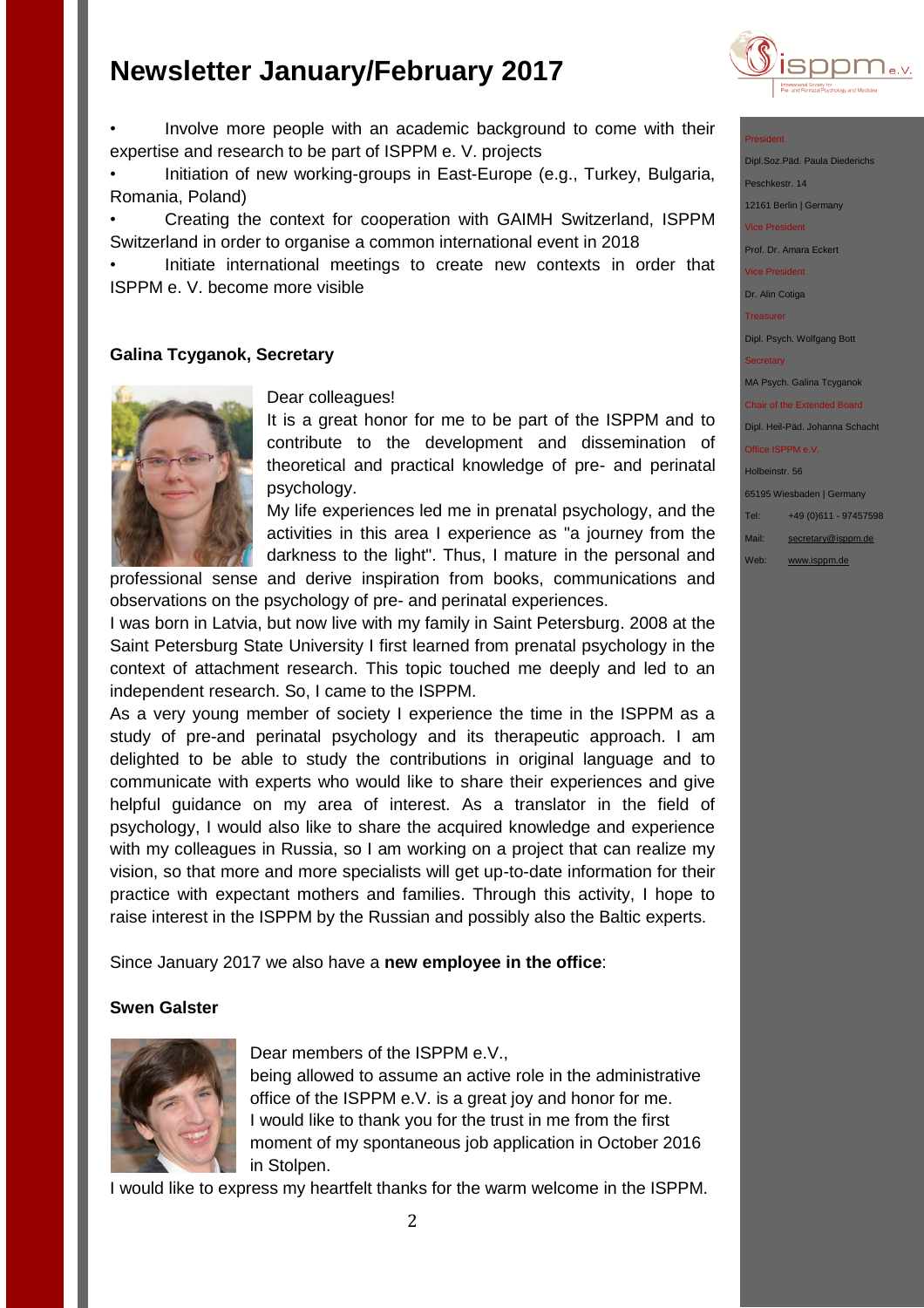# Newsletter January/February 2017

- Involve more people with an academic background to come with their expertise and research to be part of ISPPM e. V. projects
- Initiation of new working-groups in East-Europe (e.g., Turkey, Bulgaria, Romania, Poland)
- Creating the context for cooperation with GAIMH Switzerland, ISPPM Switzerland in order to organise a common international event in 2018
- Initiate international meetings to create new contexts in order that ISPPM e. V. become more visible

**Galina Tcyganok, Secretary**

Dear colleagues!

It is a great honor for me to be part of the ISPPM and to contribute to the development and dissemination of theoretical and practical knowledge of pre- and perinatal psychology.

My life experiences led me in prenatal psychology, and the activities in this area I experience as "a journey from the darkness to the light". Thus, I mature in the personal and professional sense and derive inspiration from books, communications and observations on the psychology of pre- and perinatal experiences.

I was born in Latvia, but now live with my family in Saint Petersburg. 2008 at the Saint Petersburg State University I first learned from prenatal psychology in the context of attachment research. This topic touched me deeply and led to an independent research. So, I came to the ISPPM.

As a very young member of society I experience the time in the ISPPM as a study of pre-and perinatal psychology and its therapeutic approach. I am delighted to be able to study the contributions in original language and to communicate with experts who would like to share their experiences and give helpful guidance on my area of interest. As a translator in the field of psychology, I would also like to share the acquired knowledge and experience with my colleagues in Russia, so I am working on a project that can realize my vision, so that more and more specialists will get up-to-date information for their practice with expectant mothers and families. Through this activity, I hope to raise interest in the ISPPM by the Russian and possibly also the Baltic experts.

Since January 2017 we also have a **new employee in the office**:

**Swen Galster**

Dear members of the ISPPM e.V.,

being allowed to assume an active role in the administrative office of the ISPPM e.V. is a great joy and honor for me.

I would like to thank you for the trust in me from the first moment of my spontaneous job application in October 2016 in Stolpen.

I would like to express my heartfelt thanks for the warm welcome in the ISPPM.

President
Dipl.Soz.Päd. Paula Diederichs
Peschkestr. 14
12161 Berlin | Germany

Vice President
Prof. Dr. Amara Eckert

Vice President
Dr. Alin Cotiga

Treasurer
Dipl. Psych. Wolfgang Bott

Secretary
MA Psych. Galina Tcyganok

Chair of the Extended Board
Dipl. Heil-Päd. Johanna Schacht

Office ISPPM e.V.
Holbeinstr. 56
65195 Wiesbaden | Germany
Tel: +49 (0)611 - 97457598
Mail: secretary@isppm.de
Web: www.isppm.de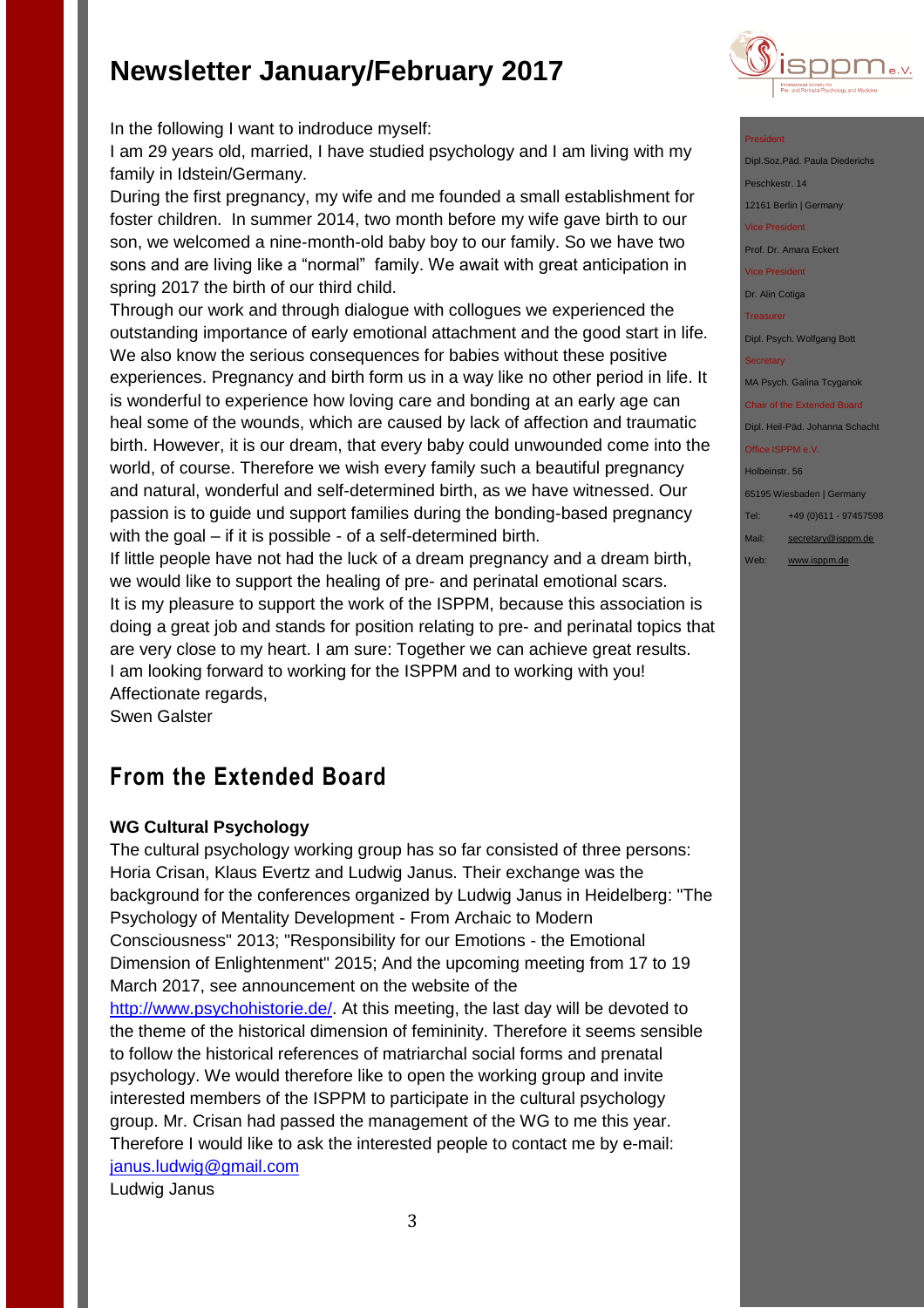# Newsletter January/February 2017

In the following I want to indroduce myself:

I am 29 years old, married, I have studied psychology and I am living with my family in Idstein/Germany.

During the first pregnancy, my wife and me founded a small establishment for foster children. In summer 2014, two month before my wife gave birth to our son, we welcomed a nine-month-old baby boy to our family. So we have two sons and are living like a "normal" family. We await with great anticipation in spring 2017 the birth of our third child.

Through our work and through dialogue with collogues we experienced the outstanding importance of early emotional attachment and the good start in life. We also know the serious consequences for babies without these positive experiences. Pregnancy and birth form us in a way like no other period in life. It is wonderful to experience how loving care and bonding at an early age can heal some of the wounds, which are caused by lack of affection and traumatic birth. However, it is our dream, that every baby could unwounded come into the world, of course. Therefore we wish every family such a beautiful pregnancy and natural, wonderful and self-determined birth, as we have witnessed. Our passion is to guide und support families during the bonding-based pregnancy with the goal – if it is possible - of a self-determined birth.

If little people have not had the luck of a dream pregnancy and a dream birth, we would like to support the healing of pre- and perinatal emotional scars.

It is my pleasure to support the work of the ISPPM, because this association is doing a great job and stands for position relating to pre- and perinatal topics that are very close to my heart. I am sure: Together we can achieve great results.

I am looking forward to working for the ISPPM and to working with you!

Affectionate regards,

Swen Galster

## From the Extended Board

### WG Cultural Psychology

The cultural psychology working group has so far consisted of three persons: Horia Crisan, Klaus Evertz and Ludwig Janus. Their exchange was the background for the conferences organized by Ludwig Janus in Heidelberg: "The Psychology of Mentality Development - From Archaic to Modern Consciousness" 2013; "Responsibility for our Emotions - the Emotional Dimension of Enlightenment" 2015; And the upcoming meeting from 17 to 19 March 2017, see announcement on the website of the http://www.psychohistorie.de/. At this meeting, the last day will be devoted to the theme of the historical dimension of femininity. Therefore it seems sensible to follow the historical references of matriarchal social forms and prenatal psychology. We would therefore like to open the working group and invite interested members of the ISPPM to participate in the cultural psychology group. Mr. Crisan had passed the management of the WG to me this year. Therefore I would like to ask the interested people to contact me by e-mail: janus.ludwig@gmail.com

Ludwig Janus

President
Dipl.Soz.Päd. Paula Diederichs
Peschkestr. 14
12161 Berlin | Germany

Vice President
Prof. Dr. Amara Eckert

Vice President
Dr. Alin Cotiga

Treasurer
Dipl. Psych. Wolfgang Bott

Secretary
MA Psych. Galina Tcyganok

Chair of the Extended Board
Dipl. Heil-Päd. Johanna Schacht

Office ISPPM e.V.
Holbeinstr. 56
65195 Wiesbaden | Germany
Tel: +49 (0)611 - 97457598
Mail: secretary@isppm.de
Web: www.isppm.de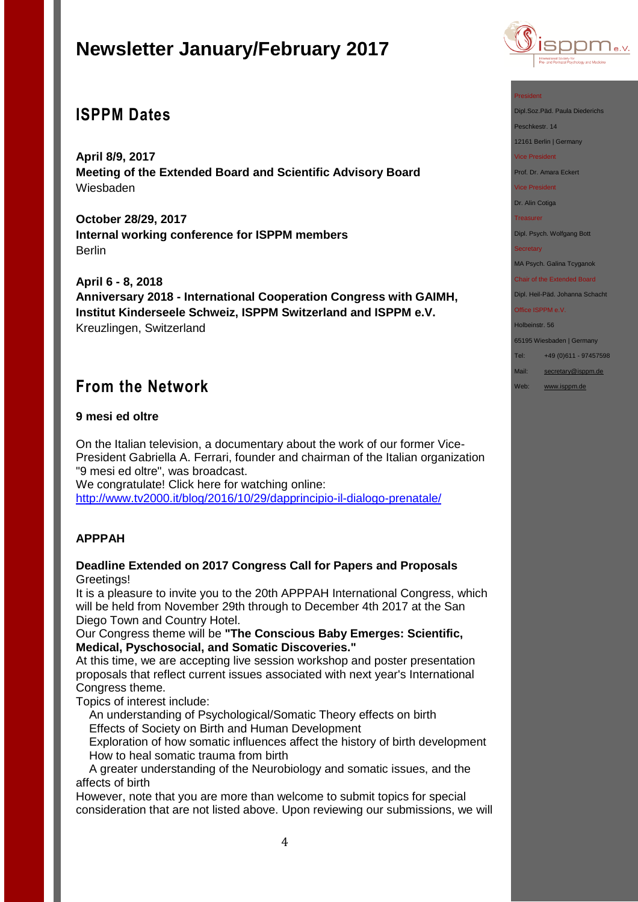# Newsletter January/February 2017

## ISPPM Dates

**April 8/9, 2017**
**Meeting of the Extended Board and Scientific Advisory Board**
Wiesbaden

**October 28/29, 2017**
**Internal working conference for ISPPM members**
Berlin

**April 6 - 8, 2018**
**Anniversary 2018 - International Cooperation Congress with GAIMH, Institut Kinderseele Schweiz, ISPPM Switzerland and ISPPM e.V.**
Kreuzlingen, Switzerland

## From the Network

### 9 mesi ed oltre

On the Italian television, a documentary about the work of our former Vice-President Gabriella A. Ferrari, founder and chairman of the Italian organization "9 mesi ed oltre", was broadcast.
We congratulate! Click here for watching online:
http://www.tv2000.it/blog/2016/10/29/dapprincipio-il-dialogo-prenatale/

### APPPAH

**Deadline Extended on 2017 Congress Call for Papers and Proposals**
Greetings!
It is a pleasure to invite you to the 20th APPPAH International Congress, which will be held from November 29th through to December 4th 2017 at the San Diego Town and Country Hotel.
Our Congress theme will be **"The Conscious Baby Emerges: Scientific, Medical, Pyschosocial, and Somatic Discoveries."**
At this time, we are accepting live session workshop and poster presentation proposals that reflect current issues associated with next year's International Congress theme.
Topics of interest include:

- An understanding of Psychological/Somatic Theory effects on birth
- Effects of Society on Birth and Human Development
- Exploration of how somatic influences affect the history of birth development
- How to heal somatic trauma from birth
- A greater understanding of the Neurobiology and somatic issues, and the affects of birth

However, note that you are more than welcome to submit topics for special consideration that are not listed above. Upon reviewing our submissions, we will

President
Dipl.Soz.Päd. Paula Diederichs
Peschkestr. 14
12161 Berlin | Germany
Vice President
Prof. Dr. Amara Eckert
Vice President
Dr. Alin Cotiga
Treasurer
Dipl. Psych. Wolfgang Bott
Secretary
MA Psych. Galina Tcyganok
Chair of the Extended Board
Dipl. Heil-Päd. Johanna Schacht
Office ISPPM e.V.
Holbeinstr. 56
65195 Wiesbaden | Germany
Tel: +49 (0)611 - 97457598
Mail: secretary@isppm.de
Web: www.isppm.de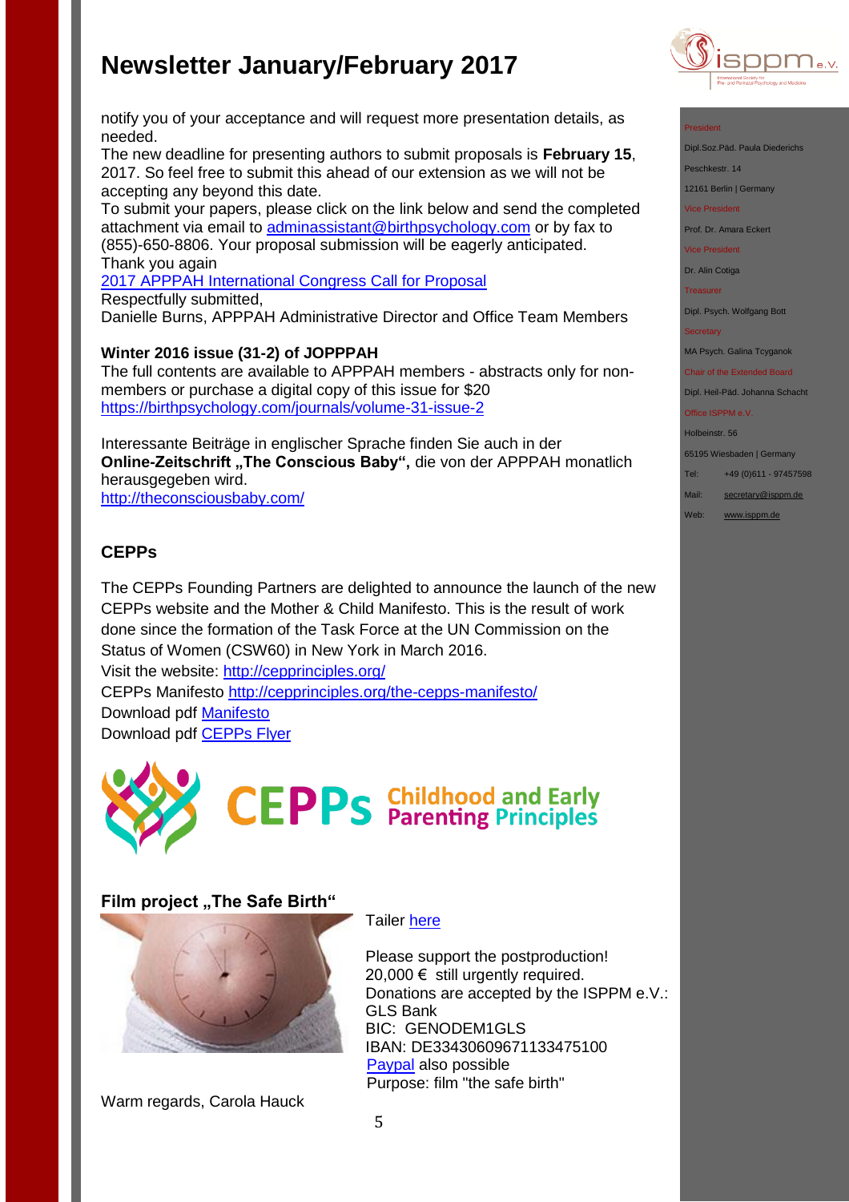notify you of your acceptance and will request more presentation details, as needed.
The new deadline for presenting authors to submit proposals is **February 15**, 2017. So feel free to submit this ahead of our extension as we will not be accepting any beyond this date.
To submit your papers, please click on the link below and send the completed attachment via email to adminassistant@birthpsychology.com or by fax to (855)-650-8806. Your proposal submission will be eagerly anticipated.
Thank you again
2017 APPPAH International Congress Call for Proposal
Respectfully submitted,
Danielle Burns, APPPAH Administrative Director and Office Team Members

**Winter 2016 issue (31-2) of JOPPPAH**
The full contents are available to APPPAH members - abstracts only for non-members or purchase a digital copy of this issue for $20
https://birthpsychology.com/journals/volume-31-issue-2

Interessante Beiträge in englischer Sprache finden Sie auch in der **Online-Zeitschrift „The Conscious Baby“,** die von der APPPAH monatlich herausgegeben wird.
http://theconsciousbaby.com/

## CEPPs

The CEPPs Founding Partners are delighted to announce the launch of the new CEPPs website and the Mother & Child Manifesto. This is the result of work done since the formation of the Task Force at the UN Commission on the Status of Women (CSW60) in New York in March 2016.
Visit the website: http://cepprinciples.org/
CEPPs Manifesto http://cepprinciples.org/the-cepps-manifesto/
Download pdf Manifesto
Download pdf CEPPs Flyer

CEPPs Childhood and Early Parenting Principles

## Film project „The Safe Birth“

Tailer here

Please support the postproduction!
20,000 € still urgently required.
Donations are accepted by the ISPPM e.V.:
GLS Bank
BIC: GENODEM1GLS
IBAN: DE33430609671133475100
Paypal also possible
Purpose: film "the safe birth"

Warm regards, Carola Hauck

President
Dipl.Soz.Päd. Paula Diederichs
Peschkestr. 14
12161 Berlin | Germany
Vice President
Prof. Dr. Amara Eckert
Vice President
Dr. Alin Cotiga
Treasurer
Dipl. Psych. Wolfgang Bott
Secretary
MA Psych. Galina Tcyganok
Chair of the Extended Board
Dipl. Heil-Päd. Johanna Schacht
Office ISPPM e.V.
Holbeinstr. 56
65195 Wiesbaden | Germany
Tel: +49 (0)611 - 97457598
Mail: secretary@isppm.de
Web: www.isppm.de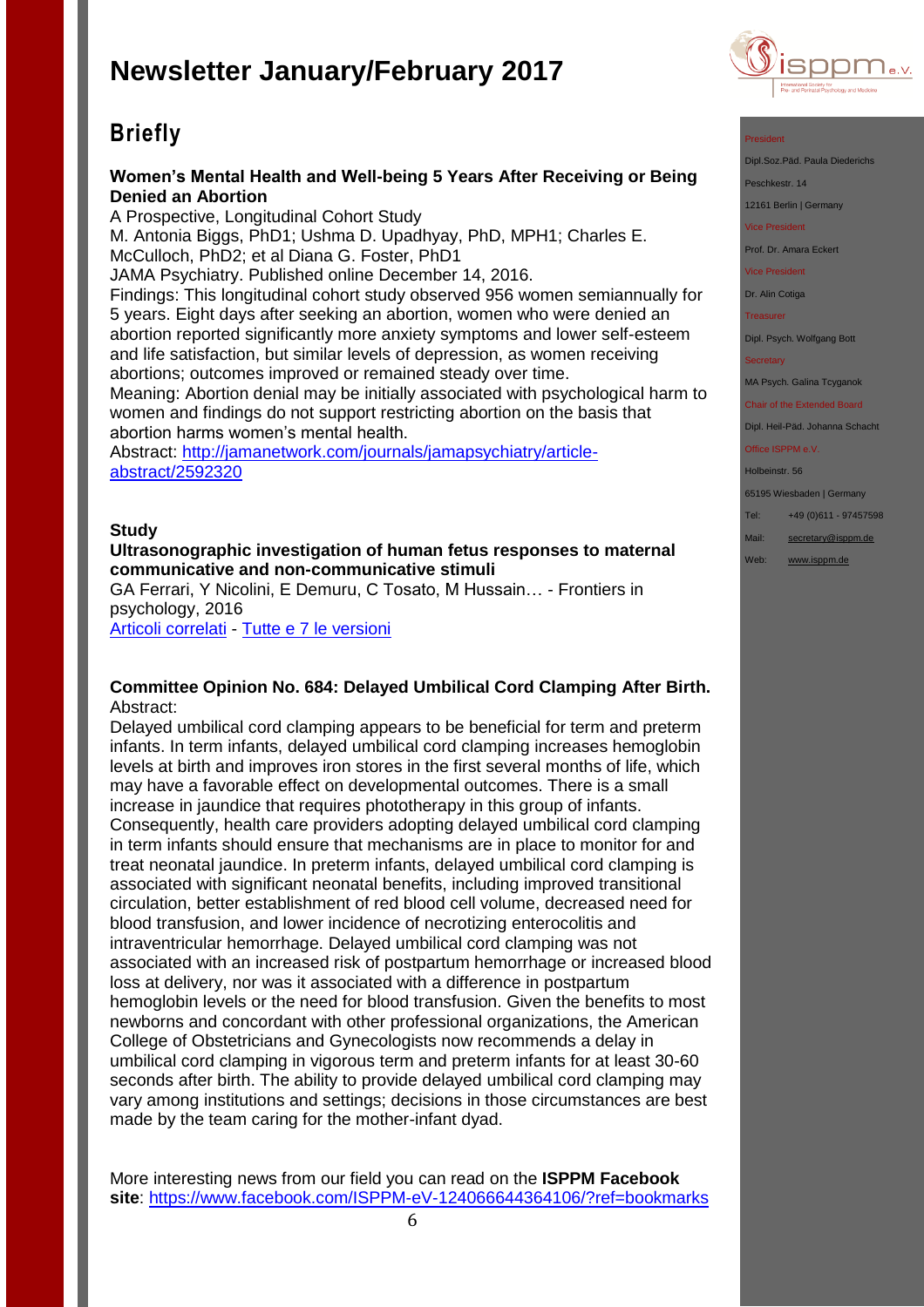# Newsletter January/February 2017

## Briefly

**Women's Mental Health and Well-being 5 Years After Receiving or Being Denied an Abortion**
A Prospective, Longitudinal Cohort Study
M. Antonia Biggs, PhD1; Ushma D. Upadhyay, PhD, MPH1; Charles E. McCulloch, PhD2; et al Diana G. Foster, PhD1
JAMA Psychiatry. Published online December 14, 2016.
Findings: This longitudinal cohort study observed 956 women semiannually for 5 years. Eight days after seeking an abortion, women who were denied an abortion reported significantly more anxiety symptoms and lower self-esteem and life satisfaction, but similar levels of depression, as women receiving abortions; outcomes improved or remained steady over time.
Meaning: Abortion denial may be initially associated with psychological harm to women and findings do not support restricting abortion on the basis that abortion harms women's mental health.
Abstract: [http://jamanetwork.com/journals/jamapsychiatry/article-abstract/2592320](http://jamanetwork.com/journals/jamapsychiatry/article-abstract/2592320)

**Study**
**Ultrasonographic investigation of human fetus responses to maternal communicative and non-communicative stimuli**
GA Ferrari, Y Nicolini, E Demuru, C Tosato, M Hussain… - Frontiers in psychology, 2016
Articoli correlati - Tutte e 7 le versioni

**Committee Opinion No. 684: Delayed Umbilical Cord Clamping After Birth.**
Abstract:
Delayed umbilical cord clamping appears to be beneficial for term and preterm infants. In term infants, delayed umbilical cord clamping increases hemoglobin levels at birth and improves iron stores in the first several months of life, which may have a favorable effect on developmental outcomes. There is a small increase in jaundice that requires phototherapy in this group of infants. Consequently, health care providers adopting delayed umbilical cord clamping in term infants should ensure that mechanisms are in place to monitor for and treat neonatal jaundice. In preterm infants, delayed umbilical cord clamping is associated with significant neonatal benefits, including improved transitional circulation, better establishment of red blood cell volume, decreased need for blood transfusion, and lower incidence of necrotizing enterocolitis and intraventricular hemorrhage. Delayed umbilical cord clamping was not associated with an increased risk of postpartum hemorrhage or increased blood loss at delivery, nor was it associated with a difference in postpartum hemoglobin levels or the need for blood transfusion. Given the benefits to most newborns and concordant with other professional organizations, the American College of Obstetricians and Gynecologists now recommends a delay in umbilical cord clamping in vigorous term and preterm infants for at least 30-60 seconds after birth. The ability to provide delayed umbilical cord clamping may vary among institutions and settings; decisions in those circumstances are best made by the team caring for the mother-infant dyad.

More interesting news from our field you can read on the **ISPPM Facebook site**: [https://www.facebook.com/ISPPM-eV-124066644364106/?ref=bookmarks](https://www.facebook.com/ISPPM-eV-124066644364106/?ref=bookmarks)

President
Dipl.Soz.Päd. Paula Diederichs
Peschkestr. 14
12161 Berlin | Germany
Vice President
Prof. Dr. Amara Eckert
Vice President
Dr. Alin Cotiga
Treasurer
Dipl. Psych. Wolfgang Bott
Secretary
MA Psych. Galina Tcyganok
Chair of the Extended Board
Dipl. Heil-Päd. Johanna Schacht
Office ISPPM e.V.
Holbeinstr. 56
65195 Wiesbaden | Germany
Tel: +49 (0)611 - 97457598
Mail: secretary@isppm.de
Web: www.isppm.de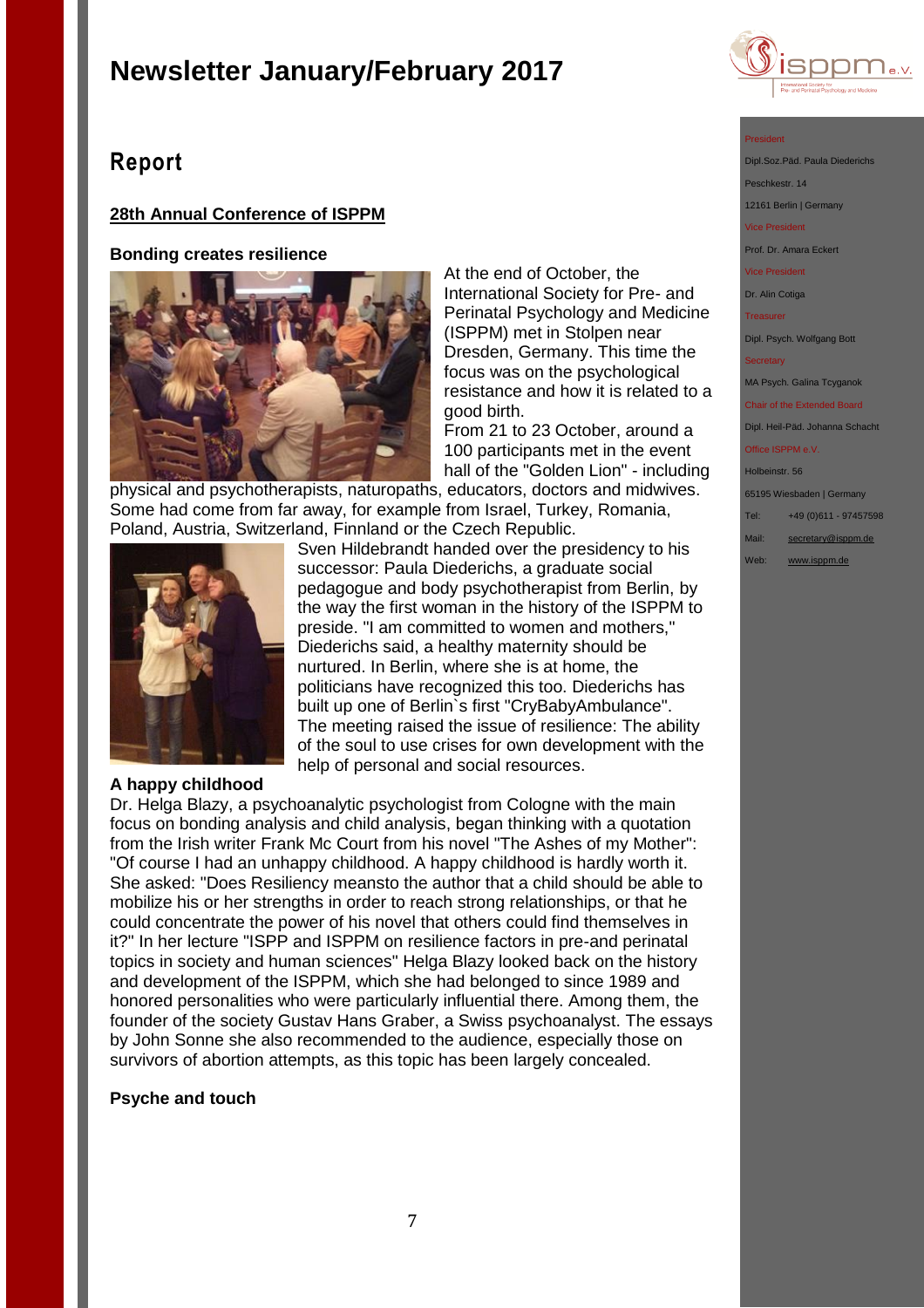# Newsletter January/February 2017

## Report

### 28th Annual Conference of ISPPM

**Bonding creates resilience**

At the end of October, the International Society for Pre- and Perinatal Psychology and Medicine (ISPPM) met in Stolpen near Dresden, Germany. This time the focus was on the psychological resistance and how it is related to a good birth.

From 21 to 23 October, around a 100 participants met in the event hall of the "Golden Lion" - including physical and psychotherapists, naturopaths, educators, doctors and midwives. Some had come from far away, for example from Israel, Turkey, Romania, Poland, Austria, Switzerland, Finnland or the Czech Republic.

Sven Hildebrandt handed over the presidency to his successor: Paula Diederichs, a graduate social pedagogue and body psychotherapist from Berlin, by the way the first woman in the history of the ISPPM to preside. "I am committed to women and mothers," Diederichs said, a healthy maternity should be nurtured. In Berlin, where she is at home, the politicians have recognized this too. Diederichs has built up one of Berlin`s first "CryBabyAmbulance". The meeting raised the issue of resilience: The ability of the soul to use crises for own development with the help of personal and social resources.

**A happy childhood**

Dr. Helga Blazy, a psychoanalytic psychologist from Cologne with the main focus on bonding analysis and child analysis, began thinking with a quotation from the Irish writer Frank Mc Court from his novel "The Ashes of my Mother": "Of course I had an unhappy childhood. A happy childhood is hardly worth it. She asked: "Does Resiliency meansto the author that a child should be able to mobilize his or her strengths in order to reach strong relationships, or that he could concentrate the power of his novel that others could find themselves in it?" In her lecture "ISPP and ISPPM on resilience factors in pre-and perinatal topics in society and human sciences" Helga Blazy looked back on the history and development of the ISPPM, which she had belonged to since 1989 and honored personalities who were particularly influential there. Among them, the founder of the society Gustav Hans Graber, a Swiss psychoanalyst. The essays by John Sonne she also recommended to the audience, especially those on survivors of abortion attempts, as this topic has been largely concealed.

**Psyche and touch**

President
Dipl.Soz.Päd. Paula Diederichs
Peschkestr. 14
12161 Berlin | Germany

Vice President
Prof. Dr. Amara Eckert

Vice President
Dr. Alin Cotiga

Treasurer
Dipl. Psych. Wolfgang Bott

Secretary
MA Psych. Galina Tcyganok

Chair of the Extended Board
Dipl. Heil-Päd. Johanna Schacht

Office ISPPM e.V.
Holbeinstr. 56
65195 Wiesbaden | Germany
Tel: +49 (0)611 - 97457598
Mail: secretary@isppm.de
Web: www.isppm.de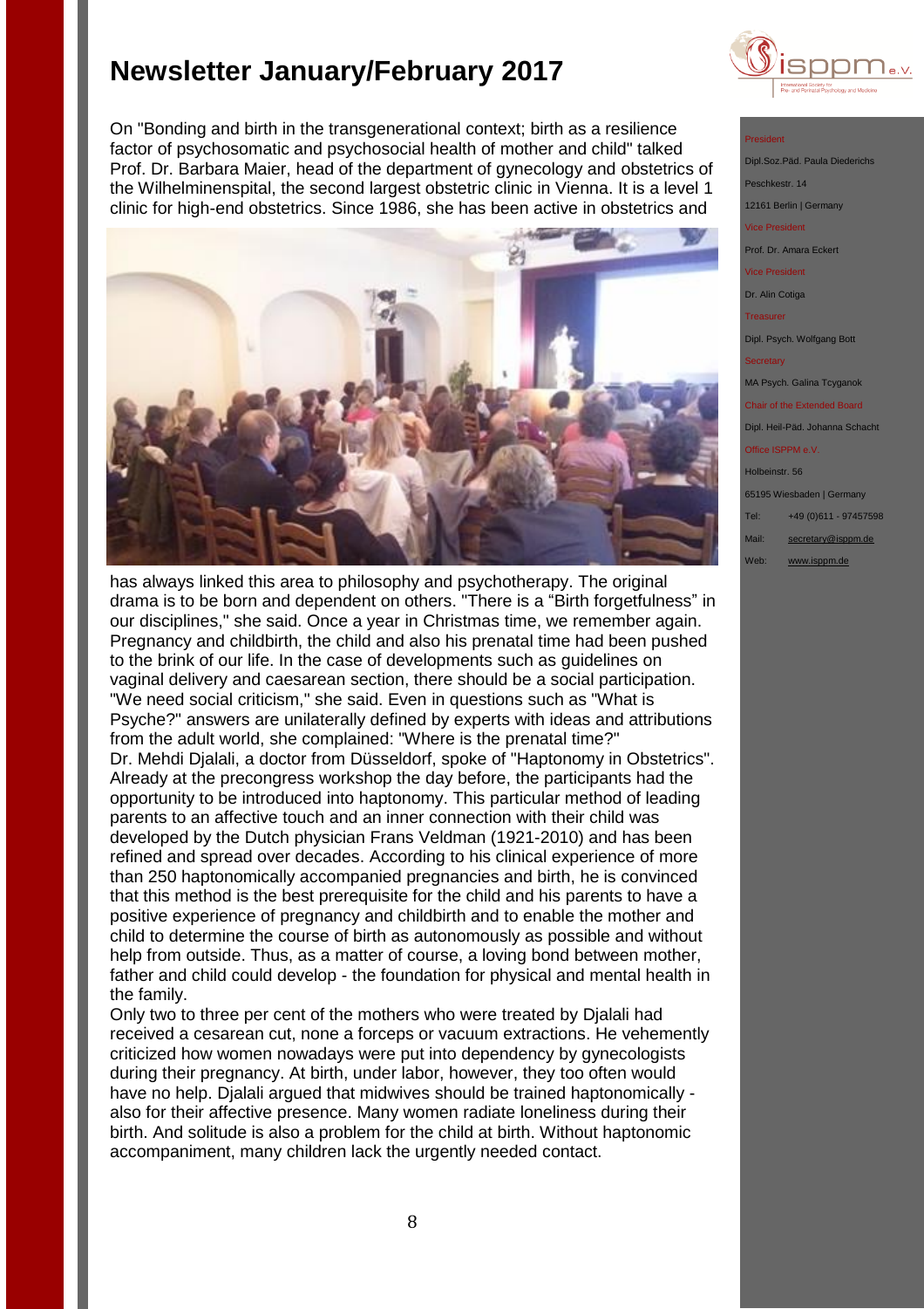# Newsletter January/February 2017

On "Bonding and birth in the transgenerational context; birth as a resilience factor of psychosomatic and psychosocial health of mother and child" talked Prof. Dr. Barbara Maier, head of the department of gynecology and obstetrics of the Wilhelminenspital, the second largest obstetric clinic in Vienna. It is a level 1 clinic for high-end obstetrics. Since 1986, she has been active in obstetrics and has always linked this area to philosophy and psychotherapy. The original drama is to be born and dependent on others. "There is a “Birth forgetfulness” in our disciplines," she said. Once a year in Christmas time, we remember again. Pregnancy and childbirth, the child and also his prenatal time had been pushed to the brink of our life. In the case of developments such as guidelines on vaginal delivery and caesarean section, there should be a social participation. "We need social criticism," she said. Even in questions such as "What is Psyche?" answers are unilaterally defined by experts with ideas and attributions from the adult world, she complained: "Where is the prenatal time?"

Dr. Mehdi Djalali, a doctor from Düsseldorf, spoke of "Haptonomy in Obstetrics". Already at the precongress workshop the day before, the participants had the opportunity to be introduced into haptonomy. This particular method of leading parents to an affective touch and an inner connection with their child was developed by the Dutch physician Frans Veldman (1921-2010) and has been refined and spread over decades. According to his clinical experience of more than 250 haptonomically accompanied pregnancies and birth, he is convinced that this method is the best prerequisite for the child and his parents to have a positive experience of pregnancy and childbirth and to enable the mother and child to determine the course of birth as autonomously as possible and without help from outside. Thus, as a matter of course, a loving bond between mother, father and child could develop - the foundation for physical and mental health in the family.

Only two to three per cent of the mothers who were treated by Djalali had received a cesarean cut, none a forceps or vacuum extractions. He vehemently criticized how women nowadays were put into dependency by gynecologists during their pregnancy. At birth, under labor, however, they too often would have no help. Djalali argued that midwives should be trained haptonomically - also for their affective presence. Many women radiate loneliness during their birth. And solitude is also a problem for the child at birth. Without haptonomic accompaniment, many children lack the urgently needed contact.

President
Dipl.Soz.Päd. Paula Diederichs
Peschkestr. 14
12161 Berlin | Germany

Vice President
Prof. Dr. Amara Eckert

Vice President
Dr. Alin Cotiga

Treasurer
Dipl. Psych. Wolfgang Bott

Secretary
MA Psych. Galina Tcyganok

Chair of the Extended Board
Dipl. Heil-Päd. Johanna Schacht

Office ISPPM e.V.
Holbeinstr. 56
65195 Wiesbaden | Germany

Tel: +49 (0)611 - 97457598
Mail: secretary@isppm.de
Web: www.isppm.de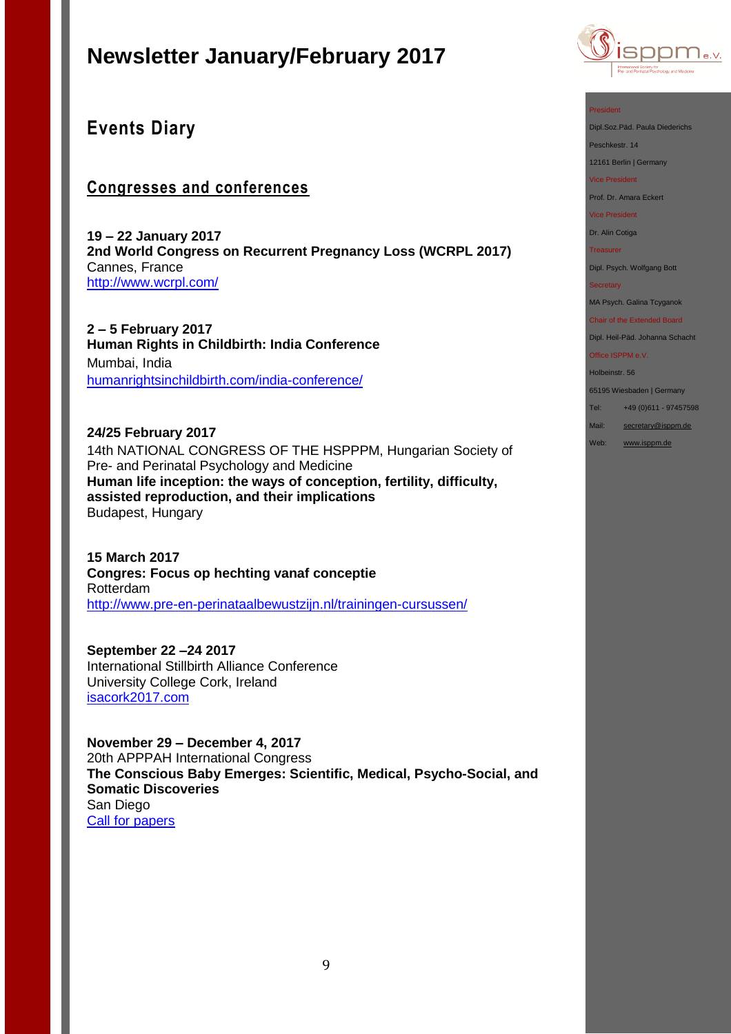# Newsletter January/February 2017

President
Dipl.Soz.Päd. Paula Diederichs
Peschkestr. 14
12161 Berlin | Germany
Vice President
Prof. Dr. Amara Eckert
Vice President
Dr. Alin Cotiga
Treasurer
Dipl. Psych. Wolfgang Bott
Secretary
MA Psych. Galina Tcyganok
Chair of the Extended Board
Dipl. Heil-Päd. Johanna Schacht
Office ISPPM e.V.
Holbeinstr. 56
65195 Wiesbaden | Germany
Tel: +49 (0)611 - 97457598
Mail: secretary@isppm.de
Web: www.isppm.de

## Events Diary

### Congresses and conferences

**19 – 22 January 2017**
**2nd World Congress on Recurrent Pregnancy Loss (WCRPL 2017)**
Cannes, France
http://www.wcrpl.com/

**2 – 5 February 2017**
**Human Rights in Childbirth: India Conference**
Mumbai, India
humanrightsinchildbirth.com/india-conference/

**24/25 February 2017**
14th NATIONAL CONGRESS OF THE HSPPPM, Hungarian Society of Pre- and Perinatal Psychology and Medicine
**Human life inception: the ways of conception, fertility, difficulty, assisted reproduction, and their implications**
Budapest, Hungary

**15 March 2017**
**Congres: Focus op hechting vanaf conceptie**
Rotterdam
http://www.pre-en-perinataalbewustzijn.nl/trainingen-cursussen/

**September 22 –24 2017**
International Stillbirth Alliance Conference
University College Cork, Ireland
isacork2017.com

**November 29 – December 4, 2017**
20th APPPAH International Congress
**The Conscious Baby Emerges: Scientific, Medical, Psycho-Social, and Somatic Discoveries**
San Diego
Call for papers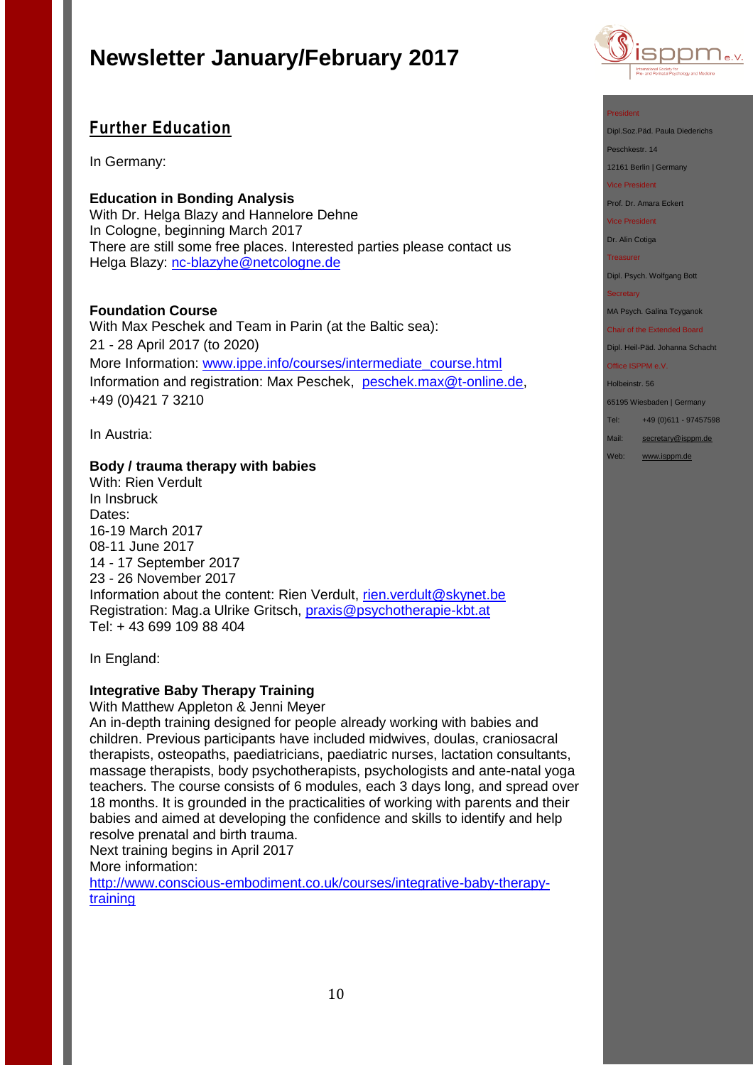# Newsletter January/February 2017

## Further Education

In Germany:

**Education in Bonding Analysis**
With Dr. Helga Blazy and Hannelore Dehne
In Cologne, beginning March 2017
There are still some free places. Interested parties please contact us
Helga Blazy: nc-blazyhe@netcologne.de

**Foundation Course**
With Max Peschek and Team in Parin (at the Baltic sea):
21 - 28 April 2017 (to 2020)
More Information: www.ippe.info/courses/intermediate_course.html
Information and registration: Max Peschek, peschek.max@t-online.de,
+49 (0)421 7 3210

In Austria:

**Body / trauma therapy with babies**
With: Rien Verdult
In Insbruck
Dates:
16-19 March 2017
08-11 June 2017
14 - 17 September 2017
23 - 26 November 2017
Information about the content: Rien Verdult, rien.verdult@skynet.be
Registration: Mag.a Ulrike Gritsch, praxis@psychotherapie-kbt.at
Tel: + 43 699 109 88 404

In England:

**Integrative Baby Therapy Training**
With Matthew Appleton & Jenni Meyer
An in-depth training designed for people already working with babies and children. Previous participants have included midwives, doulas, craniosacral therapists, osteopaths, paediatricians, paediatric nurses, lactation consultants, massage therapists, body psychotherapists, psychologists and ante-natal yoga teachers. The course consists of 6 modules, each 3 days long, and spread over 18 months. It is grounded in the practicalities of working with parents and their babies and aimed at developing the confidence and skills to identify and help resolve prenatal and birth trauma.
Next training begins in April 2017
More information:
http://www.conscious-embodiment.co.uk/courses/integrative-baby-therapy-training

President
Dipl.Soz.Päd. Paula Diederichs
Peschkestr. 14
12161 Berlin | Germany
Vice President
Prof. Dr. Amara Eckert
Vice President
Dr. Alin Cotiga
Treasurer
Dipl. Psych. Wolfgang Bott
Secretary
MA Psych. Galina Tcyganok
Chair of the Extended Board
Dipl. Heil-Päd. Johanna Schacht
Office ISPPM e.V.
Holbeinstr. 56
65195 Wiesbaden | Germany
Tel: +49 (0)611 - 97457598
Mail: secretary@isppm.de
Web: www.isppm.de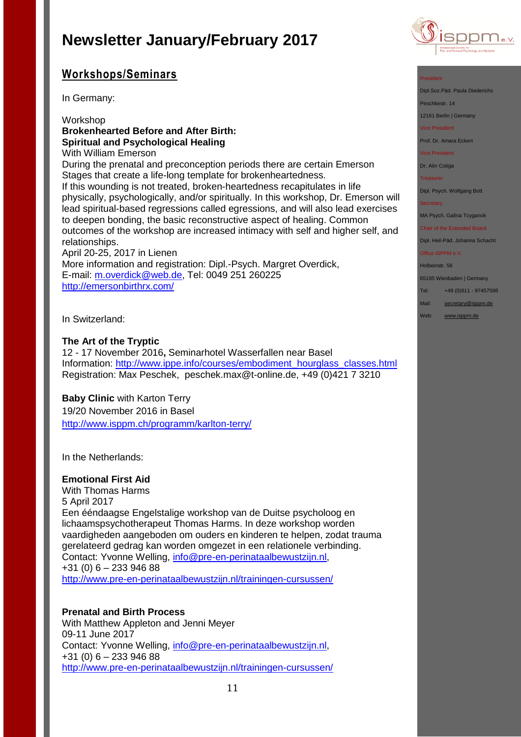# Newsletter January/February 2017

## Workshops/Seminars

In Germany:

Workshop
**Brokenhearted Before and After Birth:**
**Spiritual and Psychological Healing**
With William Emerson
During the prenatal and preconception periods there are certain Emerson Stages that create a life-long template for brokenheartedness.
If this wounding is not treated, broken-heartedness recapitulates in life physically, psychologically, and/or spiritually. In this workshop, Dr. Emerson will lead spiritual-based regressions called egressions, and will also lead exercises to deepen bonding, the basic reconstructive aspect of healing. Common outcomes of the workshop are increased intimacy with self and higher self, and relationships.
April 20-25, 2017 in Lienen
More information and registration: Dipl.-Psych. Margret Overdick,
E-mail: m.overdick@web.de, Tel: 0049 251 260225
http://emersonbirthrx.com/

In Switzerland:

**The Art of the Tryptic**
12 - 17 November 2016**,** Seminarhotel Wasserfallen near Basel
Information: http://www.ippe.info/courses/embodiment_hourglass_classes.html
Registration: Max Peschek, peschek.max@t-online.de, +49 (0)421 7 3210

**Baby Clinic** with Karton Terry
19/20 November 2016 in Basel
http://www.isppm.ch/programm/karlton-terry/

In the Netherlands:

**Emotional First Aid**
With Thomas Harms
5 April 2017
Een ééndaagse Engelstalige workshop van de Duitse psycholoog en lichaamspsychotherapeut Thomas Harms. In deze workshop worden vaardigheden aangeboden om ouders en kinderen te helpen, zodat trauma gerelateerd gedrag kan worden omgezet in een relationele verbinding.
Contact: Yvonne Welling, info@pre-en-perinataalbewustzijn.nl,
+31 (0) 6 – 233 946 88
http://www.pre-en-perinataalbewustzijn.nl/trainingen-cursussen/

**Prenatal and Birth Process**
With Matthew Appleton and Jenni Meyer
09-11 June 2017
Contact: Yvonne Welling, info@pre-en-perinataalbewustzijn.nl,
+31 (0) 6 – 233 946 88
http://www.pre-en-perinataalbewustzijn.nl/trainingen-cursussen/

President
Dipl.Soz.Päd. Paula Diederichs
Peschkestr. 14
12161 Berlin | Germany
Vice President
Prof. Dr. Amara Eckert
Vice President
Dr. Alin Cotiga
Treasurer
Dipl. Psych. Wolfgang Bott
Secretary
MA Psych. Galina Tcyganok
Chair of the Extended Board
Dipl. Heil-Päd. Johanna Schacht
Office ISPPM e.V.
Holbeinstr. 56
65195 Wiesbaden | Germany
Tel: +49 (0)611 - 97457598
Mail: secretary@isppm.de
Web: www.isppm.de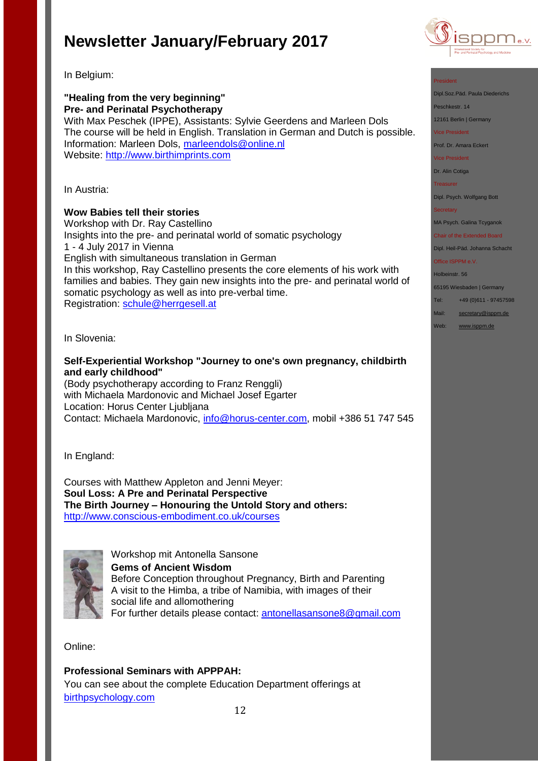# Newsletter January/February 2017

In Belgium:

**"Healing from the very beginning"**
**Pre- and Perinatal Psychotherapy**
With Max Peschek (IPPE), Assistants: Sylvie Geerdens and Marleen Dols
The course will be held in English. Translation in German and Dutch is possible.
Information: Marleen Dols, marleendols@online.nl
Website: http://www.birthimprints.com

In Austria:

**Wow Babies tell their stories**
Workshop with Dr. Ray Castellino
Insights into the pre- and perinatal world of somatic psychology
1 - 4 July 2017 in Vienna
English with simultaneous translation in German
In this workshop, Ray Castellino presents the core elements of his work with families and babies. They gain new insights into the pre- and perinatal world of somatic psychology as well as into pre-verbal time.
Registration: schule@herrgesell.at

In Slovenia:

**Self-Experiential Workshop "Journey to one's own pregnancy, childbirth and early childhood"**
(Body psychotherapy according to Franz Renggli)
with Michaela Mardonovic and Michael Josef Egarter
Location: Horus Center Ljubljana
Contact: Michaela Mardonovic, info@horus-center.com, mobil +386 51 747 545

In England:

Courses with Matthew Appleton and Jenni Meyer:
**Soul Loss: A Pre and Perinatal Perspective**
**The Birth Journey – Honouring the Untold Story and others:**
http://www.conscious-embodiment.co.uk/courses

Workshop mit Antonella Sansone
**Gems of Ancient Wisdom**
Before Conception throughout Pregnancy, Birth and Parenting
A visit to the Himba, a tribe of Namibia, with images of their social life and allomothering
For further details please contact: antonellasansone8@gmail.com

Online:

**Professional Seminars with APPPAH:**
You can see about the complete Education Department offerings at birthpsychology.com

President
Dipl.Soz.Päd. Paula Diederichs
Peschkestr. 14
12161 Berlin | Germany

Vice President
Prof. Dr. Amara Eckert

Vice President
Dr. Alin Cotiga

Treasurer
Dipl. Psych. Wolfgang Bott

Secretary
MA Psych. Galina Tcyganok

Chair of the Extended Board
Dipl. Heil-Päd. Johanna Schacht

Office ISPPM e.V.
Holbeinstr. 56
65195 Wiesbaden | Germany
Tel: +49 (0)611 - 97457598
Mail: secretary@isppm.de
Web: www.isppm.de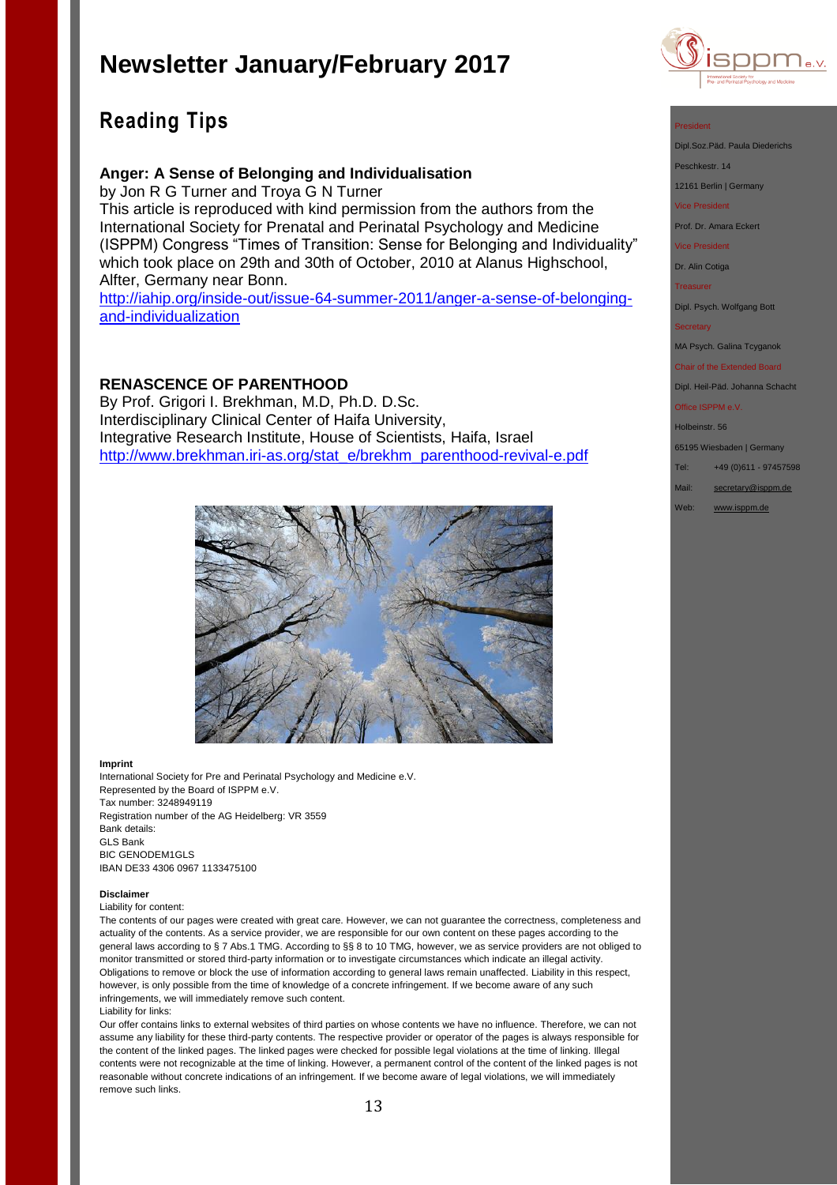# Newsletter January/February 2017

## Reading Tips

### Anger: A Sense of Belonging and Individualisation

by Jon R G Turner and Troya G N Turner

This article is reproduced with kind permission from the authors from the International Society for Prenatal and Perinatal Psychology and Medicine (ISPPM) Congress "Times of Transition: Sense for Belonging and Individuality" which took place on 29th and 30th of October, 2010 at Alanus Highschool, Alfter, Germany near Bonn.

http://iahip.org/inside-out/issue-64-summer-2011/anger-a-sense-of-belonging-and-individualization

### RENASCENCE OF PARENTHOOD

By Prof. Grigori I. Brekhman, M.D, Ph.D. D.Sc.
Interdisciplinary Clinical Center of Haifa University,
Integrative Research Institute, House of Scientists, Haifa, Israel
http://www.brekhman.iri-as.org/stat_e/brekhm_parenthood-revival-e.pdf

**Imprint**

International Society for Pre and Perinatal Psychology and Medicine e.V.
Represented by the Board of ISPPM e.V.
Tax number: 3248949119
Registration number of the AG Heidelberg: VR 3559
Bank details:
GLS Bank
BIC GENODEM1GLS
IBAN DE33 4306 0967 1133475100

**Disclaimer**

Liability for content:

The contents of our pages were created with great care. However, we can not guarantee the correctness, completeness and actuality of the contents. As a service provider, we are responsible for our own content on these pages according to the general laws according to § 7 Abs.1 TMG. According to §§ 8 to 10 TMG, however, we as service providers are not obliged to monitor transmitted or stored third-party information or to investigate circumstances which indicate an illegal activity. Obligations to remove or block the use of information according to general laws remain unaffected. Liability in this respect, however, is only possible from the time of knowledge of a concrete infringement. If we become aware of any such infringements, we will immediately remove such content.

Liability for links:

Our offer contains links to external websites of third parties on whose contents we have no influence. Therefore, we can not assume any liability for these third-party contents. The respective provider or operator of the pages is always responsible for the content of the linked pages. The linked pages were checked for possible legal violations at the time of linking. Illegal contents were not recognizable at the time of linking. However, a permanent control of the content of the linked pages is not reasonable without concrete indications of an infringement. If we become aware of legal violations, we will immediately remove such links.

President
Dipl.Soz.Päd. Paula Diederichs
Peschkestr. 14
12161 Berlin | Germany

Vice President
Prof. Dr. Amara Eckert

Vice President
Dr. Alin Cotiga

Treasurer
Dipl. Psych. Wolfgang Bott

Secretary
MA Psych. Galina Tcyganok

Chair of the Extended Board
Dipl. Heil-Päd. Johanna Schacht

Office ISPPM e.V.
Holbeinstr. 56
65195 Wiesbaden | Germany
Tel: +49 (0)611 - 97457598
Mail: secretary@isppm.de
Web: www.isppm.de